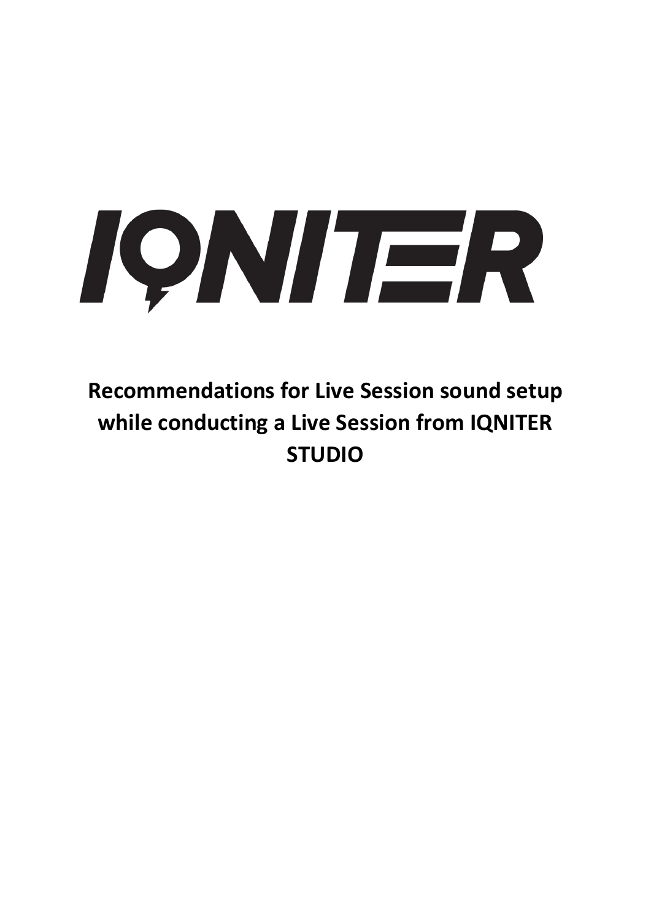# IQNITER

**Recommendations for Live Session sound setup while conducting a Live Session from IQNITER STUDIO**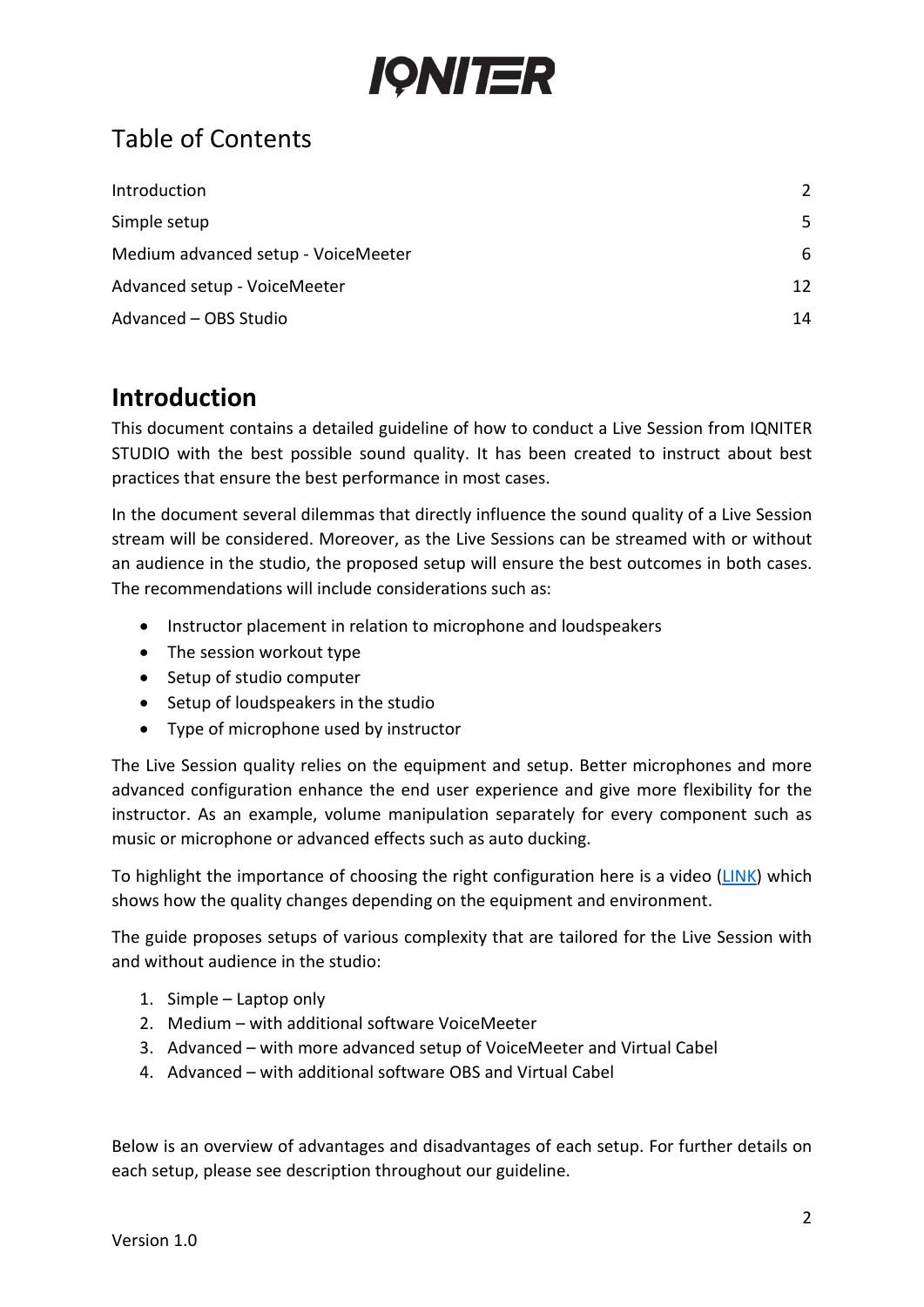# Table of Contents

Introduction 2

Simple setup 5

Medium advanced setup - VoiceMeeter 6

Advanced setup - VoiceMeeter 12

Advanced – OBS Studio 14

## Introduction

This document contains a detailed guideline of how to conduct a Live Session from IQNITER STUDIO with the best possible sound quality. It has been created to instruct about best practices that ensure the best performance in most cases.

In the document several dilemmas that directly influence the sound quality of a Live Session stream will be considered. Moreover, as the Live Sessions can be streamed with or without an audience in the studio, the proposed setup will ensure the best outcomes in both cases. The recommendations will include considerations such as:

- Instructor placement in relation to microphone and loudspeakers
- The session workout type
- Setup of studio computer
- Setup of loudspeakers in the studio
- Type of microphone used by instructor

The Live Session quality relies on the equipment and setup. Better microphones and more advanced configuration enhance the end user experience and give more flexibility for the instructor. As an example, volume manipulation separately for every component such as music or microphone or advanced effects such as auto ducking.

To highlight the importance of choosing the right configuration here is a video (LINK) which shows how the quality changes depending on the equipment and environment.

The guide proposes setups of various complexity that are tailored for the Live Session with and without audience in the studio:

1. Simple – Laptop only
2. Medium – with additional software VoiceMeeter
3. Advanced – with more advanced setup of VoiceMeeter and Virtual Cabel
4. Advanced – with additional software OBS and Virtual Cabel

Below is an overview of advantages and disadvantages of each setup. For further details on each setup, please see description throughout our guideline.

Version 1.0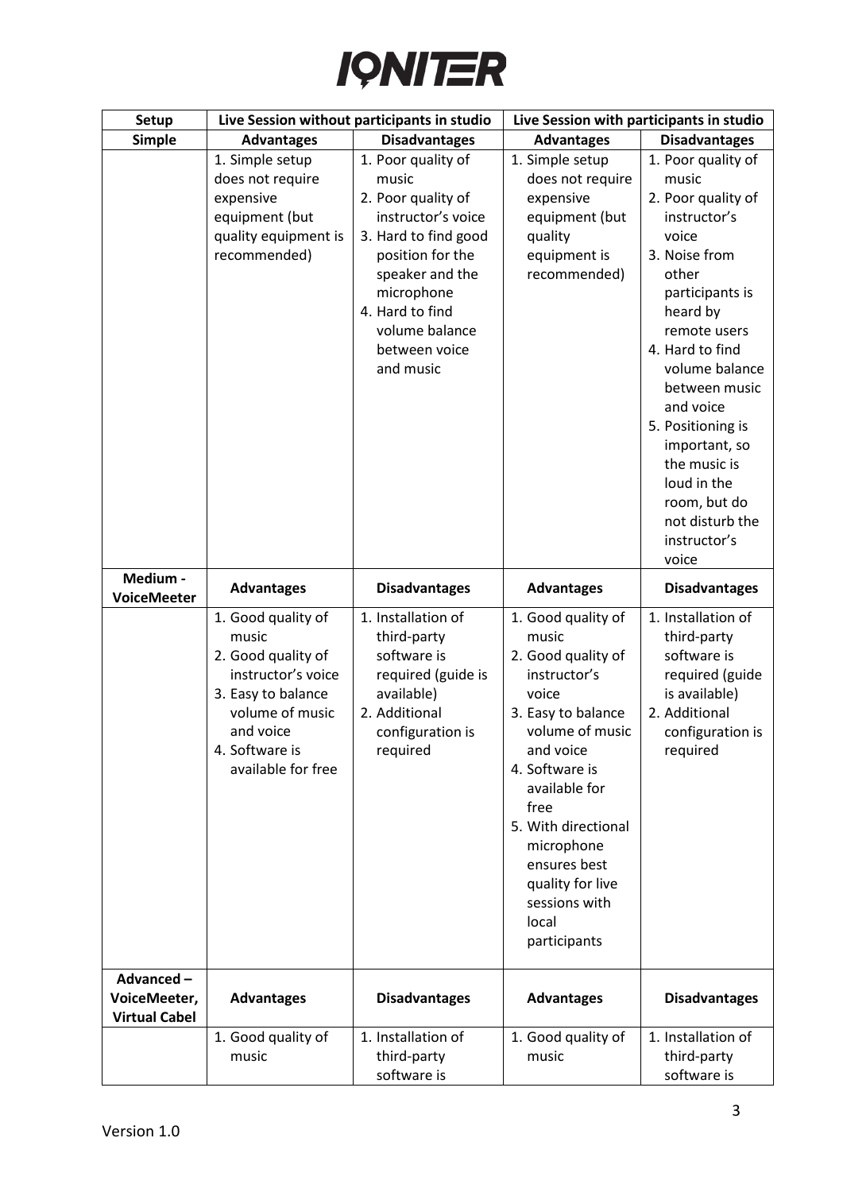# IGNITER

| Setup | Live Session without participants in studio | | Live Session with participants in studio | |
|---|---|---|---|---|
| **Simple** | **Advantages** | **Disadvantages** | **Advantages** | **Disadvantages** |
| | 1. Simple setup does not require expensive equipment (but quality equipment is recommended) | 1. Poor quality of music<br>2. Poor quality of instructor's voice<br>3. Hard to find good position for the speaker and the microphone<br>4. Hard to find volume balance between voice and music | 1. Simple setup does not require expensive equipment (but quality equipment is recommended) | 1. Poor quality of music<br>2. Poor quality of instructor's voice<br>3. Noise from other participants is heard by remote users<br>4. Hard to find volume balance between music and voice<br>5. Positioning is important, so the music is loud in the room, but do not disturb the instructor's voice |
| **Medium - VoiceMeeter** | **Advantages** | **Disadvantages** | **Advantages** | **Disadvantages** |
| | 1. Good quality of music<br>2. Good quality of instructor's voice<br>3. Easy to balance volume of music and voice<br>4. Software is available for free | 1. Installation of third-party software is required (guide is available)<br>2. Additional configuration is required | 1. Good quality of music<br>2. Good quality of instructor's voice<br>3. Easy to balance volume of music and voice<br>4. Software is available for free<br>5. With directional microphone ensures best quality for live sessions with local participants | 1. Installation of third-party software is required (guide is available)<br>2. Additional configuration is required |
| **Advanced – VoiceMeeter, Virtual Cabel** | **Advantages** | **Disadvantages** | **Advantages** | **Disadvantages** |
| | 1. Good quality of music | 1. Installation of third-party software is | 1. Good quality of music | 1. Installation of third-party software is |

Version 1.0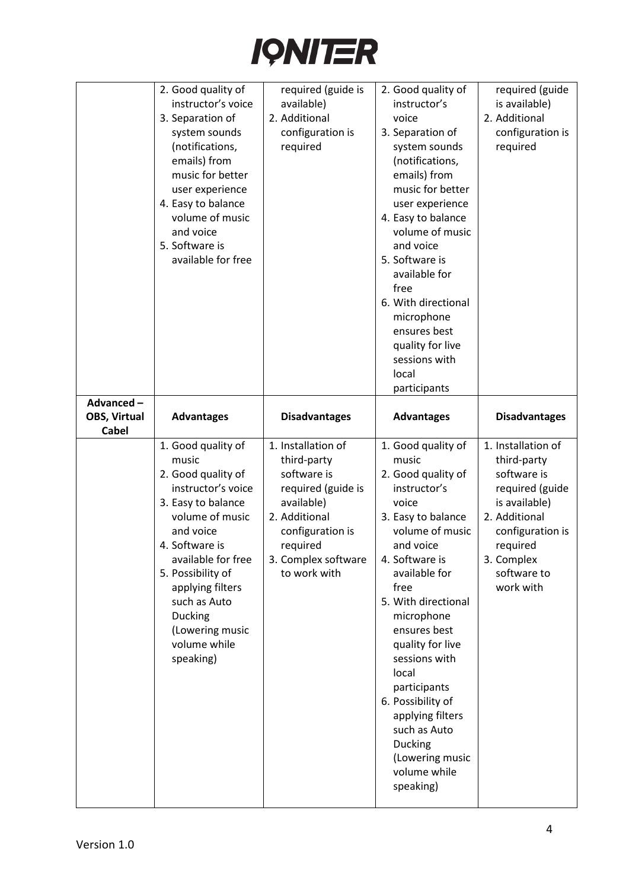|  | 2. Good quality of instructor's voice<br>3. Separation of system sounds (notifications, emails) from music for better user experience<br>4. Easy to balance volume of music and voice<br>5. Software is available for free | required (guide is available)<br>2. Additional configuration is required | 2. Good quality of instructor's voice<br>3. Separation of system sounds (notifications, emails) from music for better user experience<br>4. Easy to balance volume of music and voice<br>5. Software is available for free<br>6. With directional microphone ensures best quality for live sessions with local participants | required (guide is available)<br>2. Additional configuration is required |
|---|---|---|---|---|
| **Advanced – OBS, Virtual Cabel** | **Advantages** | **Disadvantages** | **Advantages** | **Disadvantages** |
|  | 1. Good quality of music<br>2. Good quality of instructor's voice<br>3. Easy to balance volume of music and voice<br>4. Software is available for free<br>5. Possibility of applying filters such as Auto Ducking (Lowering music volume while speaking) | 1. Installation of third-party software is required (guide is available)<br>2. Additional configuration is required<br>3. Complex software to work with | 1. Good quality of music<br>2. Good quality of instructor's voice<br>3. Easy to balance volume of music and voice<br>4. Software is available for free<br>5. With directional microphone ensures best quality for live sessions with local participants<br>6. Possibility of applying filters such as Auto Ducking (Lowering music volume while speaking) | 1. Installation of third-party software is required (guide is available)<br>2. Additional configuration is required<br>3. Complex software to work with |

Version 1.0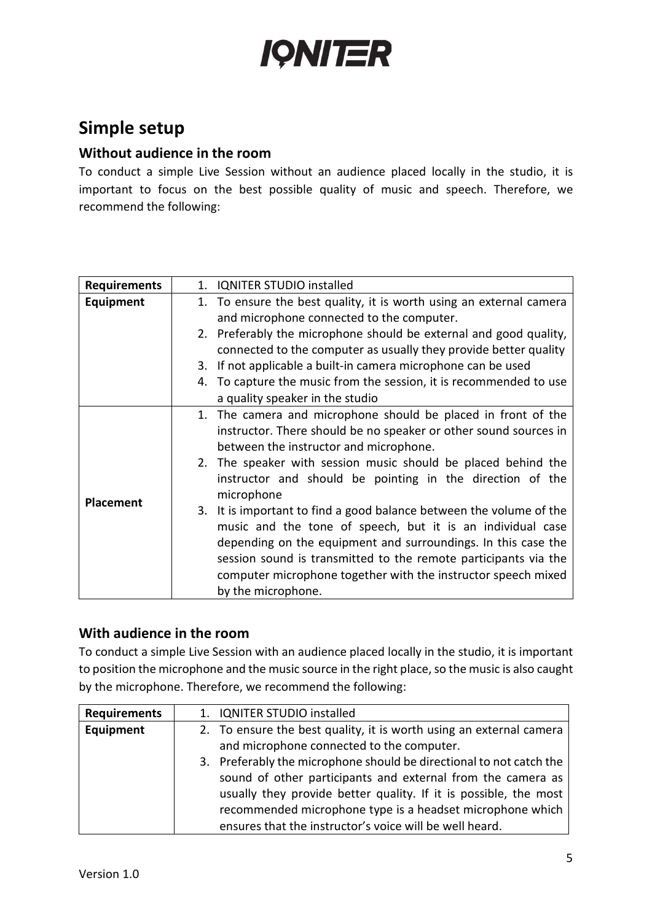# Simple setup

## Without audience in the room

To conduct a simple Live Session without an audience placed locally in the studio, it is important to focus on the best possible quality of music and speech. Therefore, we recommend the following:

| **Requirements** | 1. IQNITER STUDIO installed |
|---|---|
| **Equipment** | 1. To ensure the best quality, it is worth using an external camera and microphone connected to the computer.<br>2. Preferably the microphone should be external and good quality, connected to the computer as usually they provide better quality<br>3. If not applicable a built-in camera microphone can be used<br>4. To capture the music from the session, it is recommended to use a quality speaker in the studio |
| **Placement** | 1. The camera and microphone should be placed in front of the instructor. There should be no speaker or other sound sources in between the instructor and microphone.<br>2. The speaker with session music should be placed behind the instructor and should be pointing in the direction of the microphone<br>3. It is important to find a good balance between the volume of the music and the tone of speech, but it is an individual case depending on the equipment and surroundings. In this case the session sound is transmitted to the remote participants via the computer microphone together with the instructor speech mixed by the microphone. |

## With audience in the room

To conduct a simple Live Session with an audience placed locally in the studio, it is important to position the microphone and the music source in the right place, so the music is also caught by the microphone. Therefore, we recommend the following:

| **Requirements** | 1. IQNITER STUDIO installed |
|---|---|
| **Equipment** | 2. To ensure the best quality, it is worth using an external camera and microphone connected to the computer.<br>3. Preferably the microphone should be directional to not catch the sound of other participants and external from the camera as usually they provide better quality. If it is possible, the most recommended microphone type is a headset microphone which ensures that the instructor's voice will be well heard. |

Version 1.0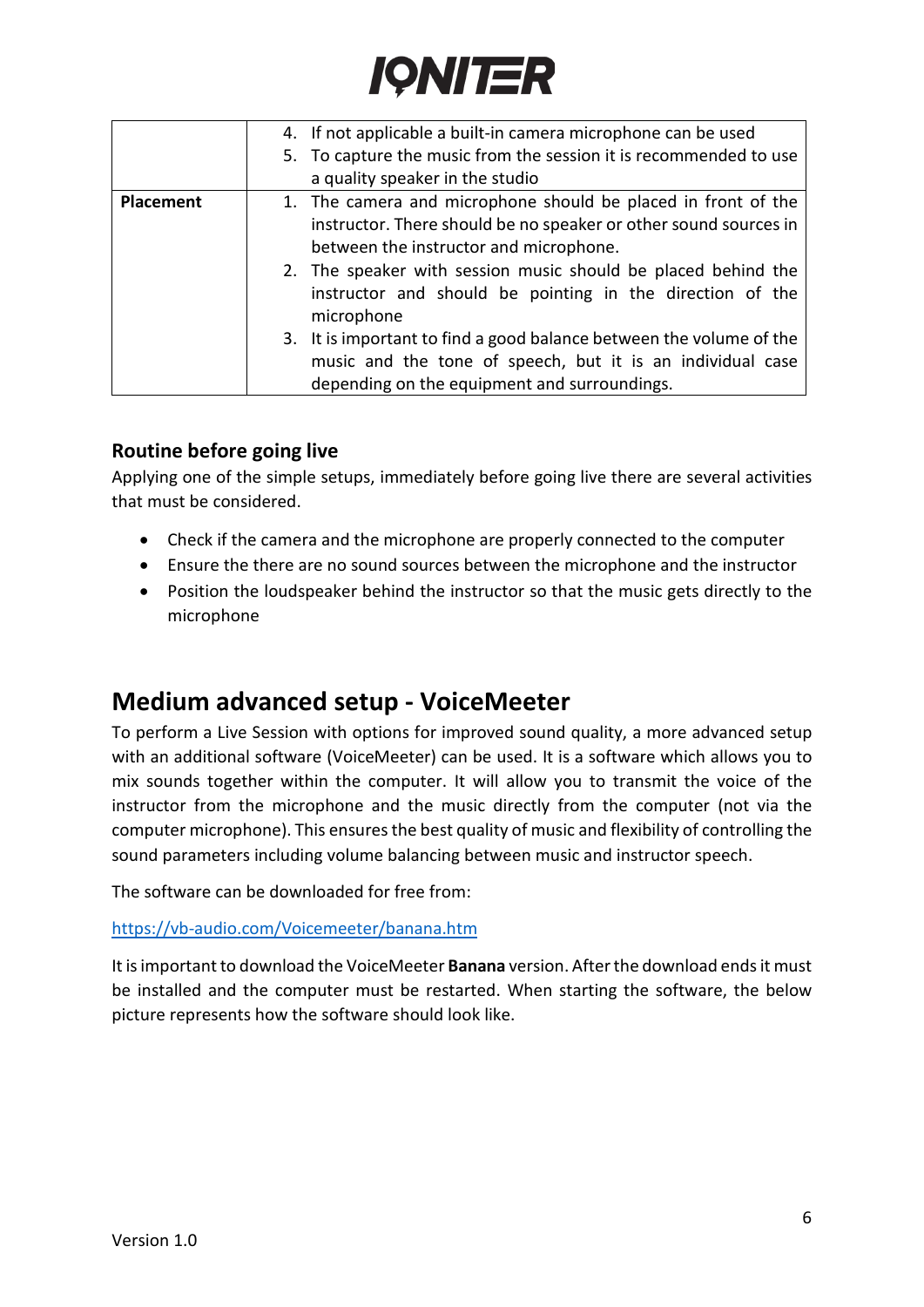| | |
|---|---|
| | 4. If not applicable a built-in camera microphone can be used<br>5. To capture the music from the session it is recommended to use a quality speaker in the studio |
| **Placement** | 1. The camera and microphone should be placed in front of the instructor. There should be no speaker or other sound sources in between the instructor and microphone.<br>2. The speaker with session music should be placed behind the instructor and should be pointing in the direction of the microphone<br>3. It is important to find a good balance between the volume of the music and the tone of speech, but it is an individual case depending on the equipment and surroundings. |

### Routine before going live

Applying one of the simple setups, immediately before going live there are several activities that must be considered.

- Check if the camera and the microphone are properly connected to the computer
- Ensure the there are no sound sources between the microphone and the instructor
- Position the loudspeaker behind the instructor so that the music gets directly to the microphone

## Medium advanced setup - VoiceMeeter

To perform a Live Session with options for improved sound quality, a more advanced setup with an additional software (VoiceMeeter) can be used. It is a software which allows you to mix sounds together within the computer. It will allow you to transmit the voice of the instructor from the microphone and the music directly from the computer (not via the computer microphone). This ensures the best quality of music and flexibility of controlling the sound parameters including volume balancing between music and instructor speech.

The software can be downloaded for free from:

https://vb-audio.com/Voicemeeter/banana.htm

It is important to download the VoiceMeeter **Banana** version. After the download ends it must be installed and the computer must be restarted. When starting the software, the below picture represents how the software should look like.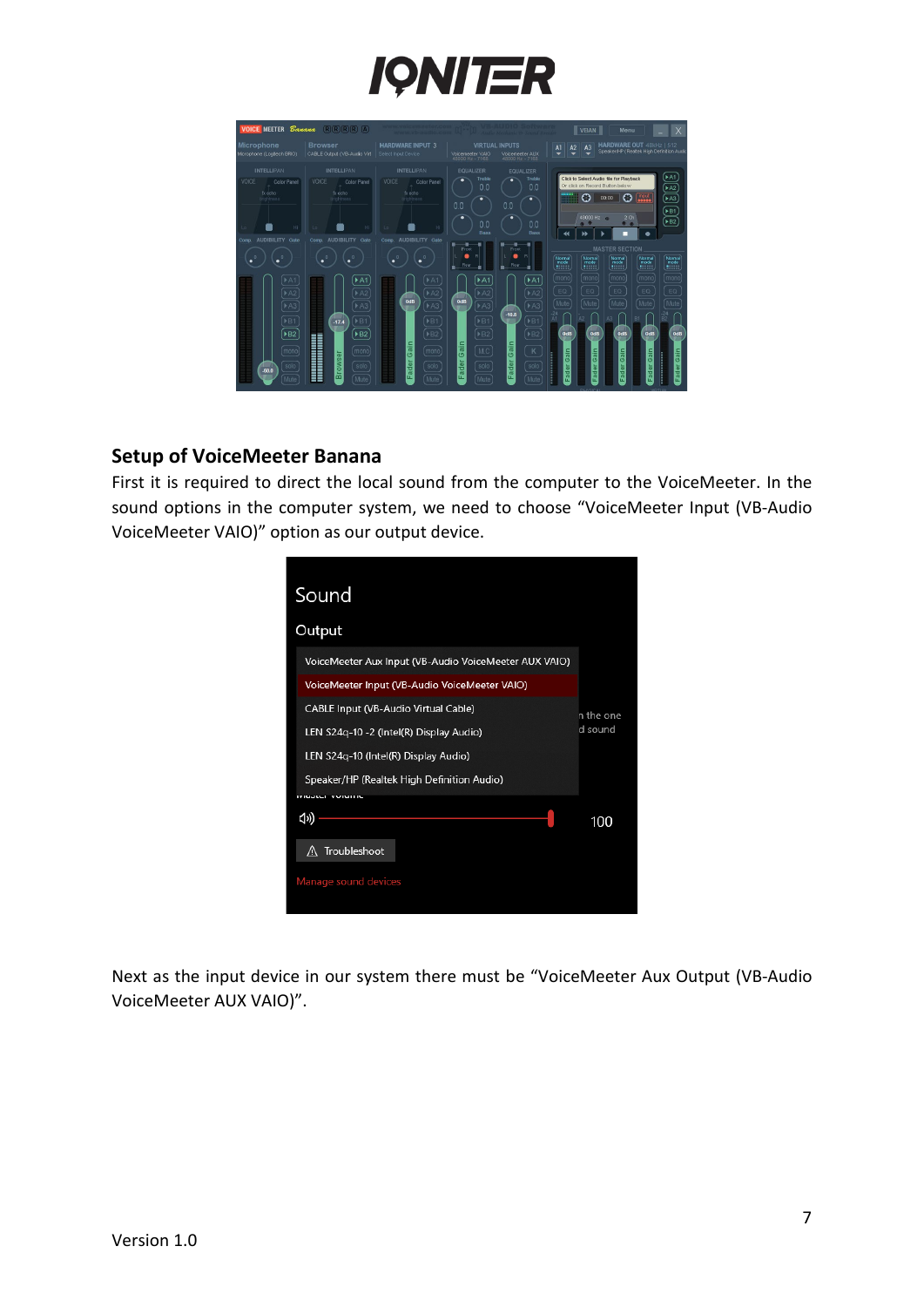## Setup of VoiceMeeter Banana

First it is required to direct the local sound from the computer to the VoiceMeeter. In the sound options in the computer system, we need to choose "VoiceMeeter Input (VB-Audio VoiceMeeter VAIO)" option as our output device.

Next as the input device in our system there must be "VoiceMeeter Aux Output (VB-Audio VoiceMeeter AUX VAIO)".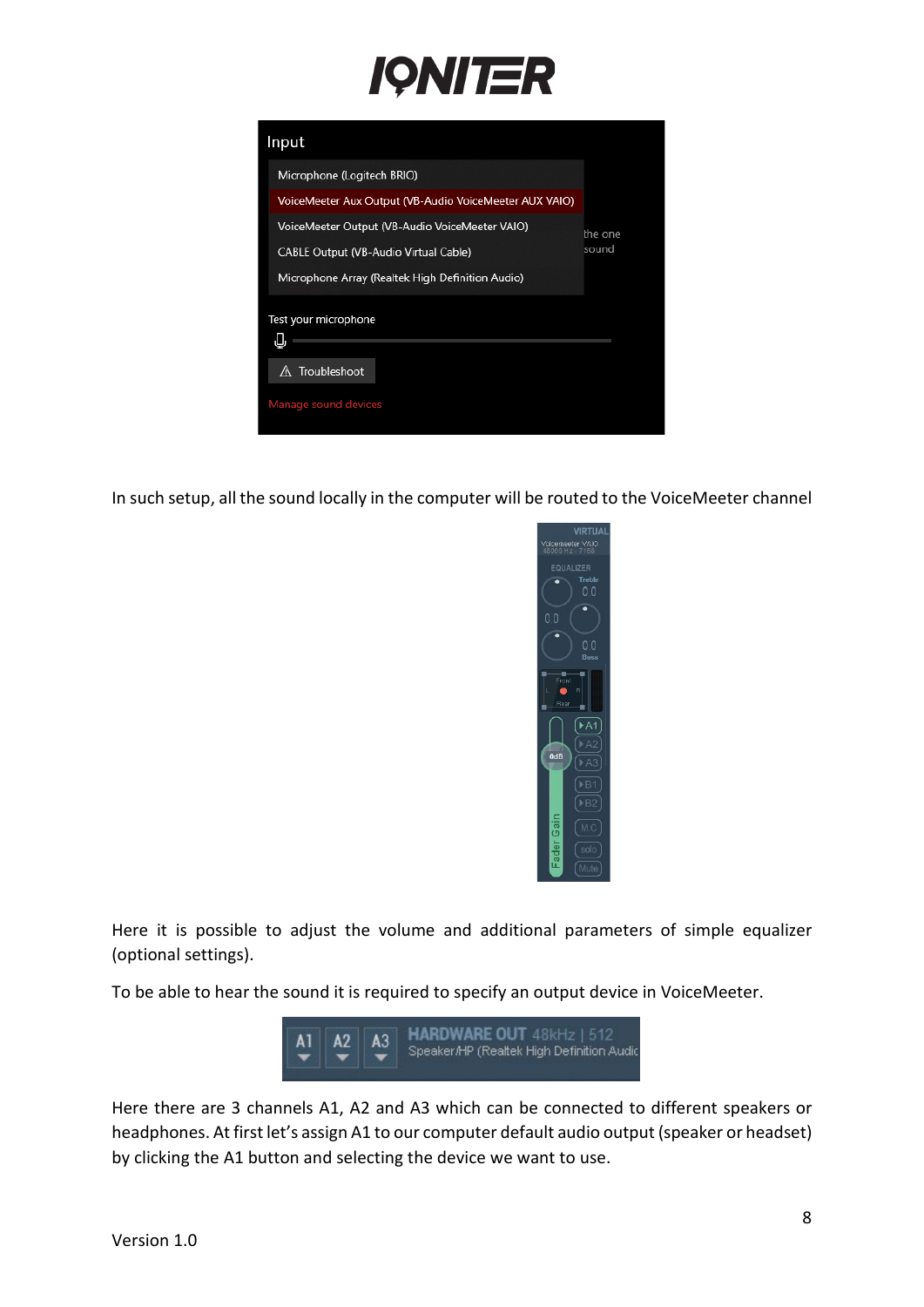In such setup, all the sound locally in the computer will be routed to the VoiceMeeter channel

Here it is possible to adjust the volume and additional parameters of simple equalizer (optional settings).

To be able to hear the sound it is required to specify an output device in VoiceMeeter.

Here there are 3 channels A1, A2 and A3 which can be connected to different speakers or headphones. At first let's assign A1 to our computer default audio output (speaker or headset) by clicking the A1 button and selecting the device we want to use.

Version 1.0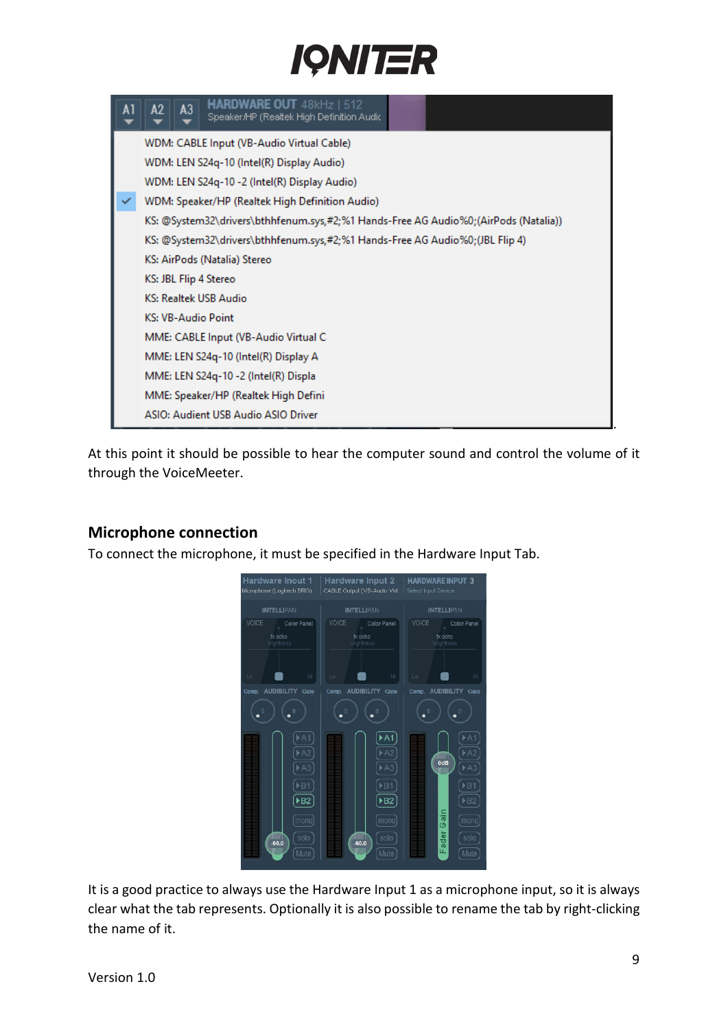At this point it should be possible to hear the computer sound and control the volume of it through the VoiceMeeter.

## Microphone connection

To connect the microphone, it must be specified in the Hardware Input Tab.

It is a good practice to always use the Hardware Input 1 as a microphone input, so it is always clear what the tab represents. Optionally it is also possible to rename the tab by right-clicking the name of it.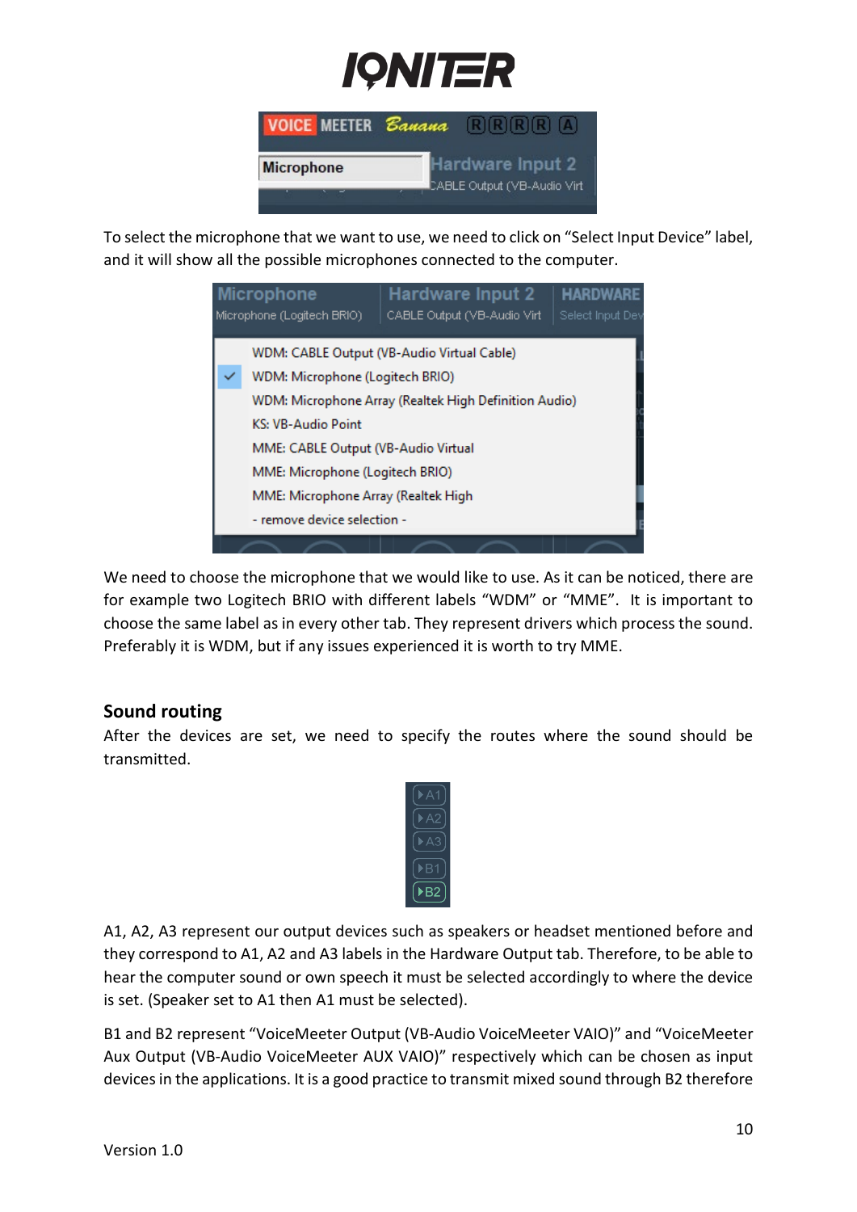To select the microphone that we want to use, we need to click on "Select Input Device" label, and it will show all the possible microphones connected to the computer.

We need to choose the microphone that we would like to use. As it can be noticed, there are for example two Logitech BRIO with different labels "WDM" or "MME". It is important to choose the same label as in every other tab. They represent drivers which process the sound. Preferably it is WDM, but if any issues experienced it is worth to try MME.

## Sound routing

After the devices are set, we need to specify the routes where the sound should be transmitted.

A1, A2, A3 represent our output devices such as speakers or headset mentioned before and they correspond to A1, A2 and A3 labels in the Hardware Output tab. Therefore, to be able to hear the computer sound or own speech it must be selected accordingly to where the device is set. (Speaker set to A1 then A1 must be selected).

B1 and B2 represent "VoiceMeeter Output (VB-Audio VoiceMeeter VAIO)" and "VoiceMeeter Aux Output (VB-Audio VoiceMeeter AUX VAIO)" respectively which can be chosen as input devices in the applications. It is a good practice to transmit mixed sound through B2 therefore

Version 1.0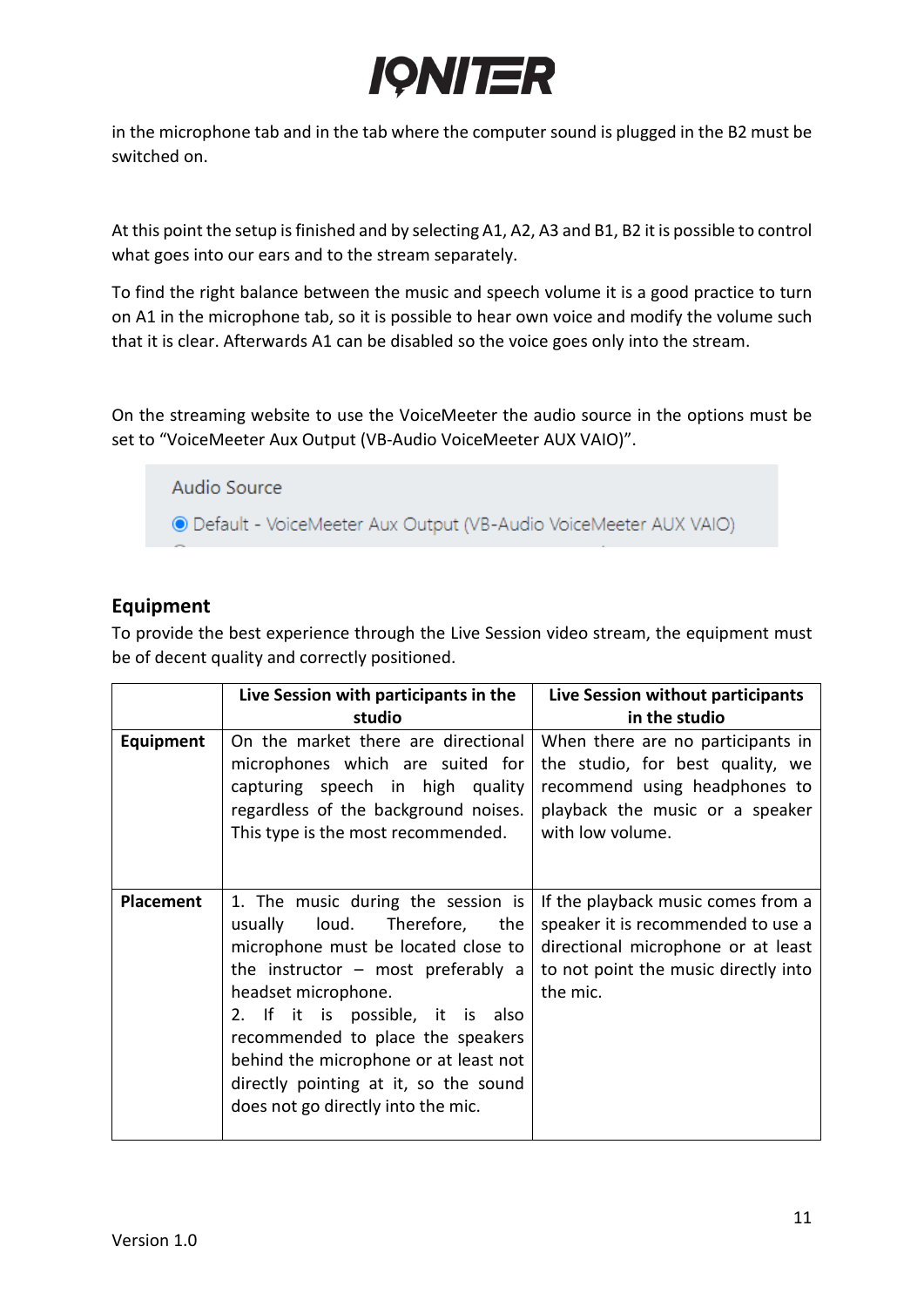in the microphone tab and in the tab where the computer sound is plugged in the B2 must be switched on.

At this point the setup is finished and by selecting A1, A2, A3 and B1, B2 it is possible to control what goes into our ears and to the stream separately.

To find the right balance between the music and speech volume it is a good practice to turn on A1 in the microphone tab, so it is possible to hear own voice and modify the volume such that it is clear. Afterwards A1 can be disabled so the voice goes only into the stream.

On the streaming website to use the VoiceMeeter the audio source in the options must be set to "VoiceMeeter Aux Output (VB-Audio VoiceMeeter AUX VAIO)".

Audio Source

◉ Default - VoiceMeeter Aux Output (VB-Audio VoiceMeeter AUX VAIO)

## Equipment

To provide the best experience through the Live Session video stream, the equipment must be of decent quality and correctly positioned.

| | Live Session with participants in the studio | Live Session without participants in the studio |
|---|---|---|
| **Equipment** | On the market there are directional microphones which are suited for capturing speech in high quality regardless of the background noises. This type is the most recommended. | When there are no participants in the studio, for best quality, we recommend using headphones to playback the music or a speaker with low volume. |
| **Placement** | 1. The music during the session is usually loud. Therefore, the microphone must be located close to the instructor – most preferably a headset microphone.<br>2. If it is possible, it is also recommended to place the speakers behind the microphone or at least not directly pointing at it, so the sound does not go directly into the mic. | If the playback music comes from a speaker it is recommended to use a directional microphone or at least to not point the music directly into the mic. |

Version 1.0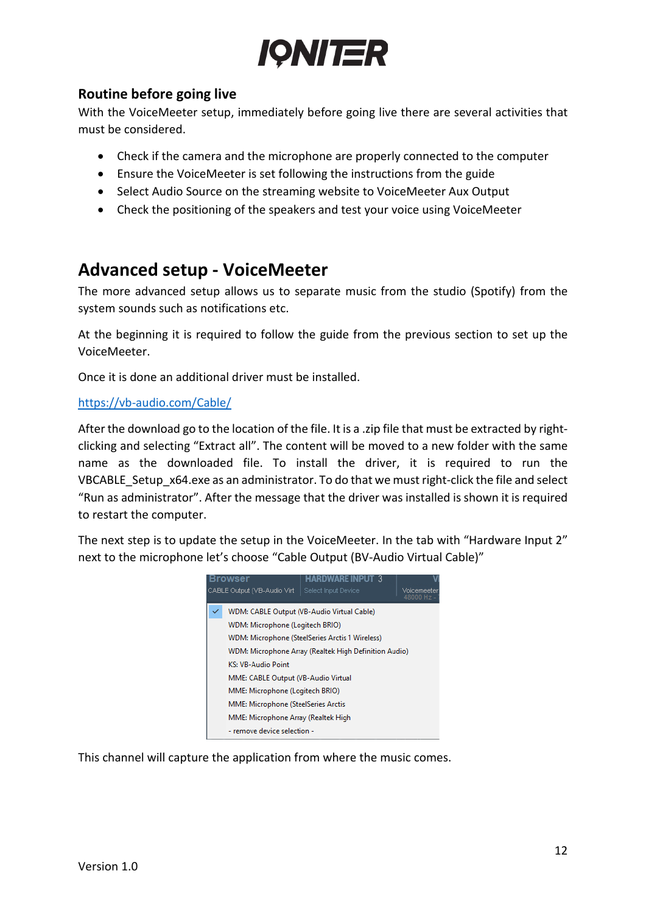## Routine before going live

With the VoiceMeeter setup, immediately before going live there are several activities that must be considered.

- Check if the camera and the microphone are properly connected to the computer
- Ensure the VoiceMeeter is set following the instructions from the guide
- Select Audio Source on the streaming website to VoiceMeeter Aux Output
- Check the positioning of the speakers and test your voice using VoiceMeeter

# Advanced setup - VoiceMeeter

The more advanced setup allows us to separate music from the studio (Spotify) from the system sounds such as notifications etc.

At the beginning it is required to follow the guide from the previous section to set up the VoiceMeeter.

Once it is done an additional driver must be installed.

https://vb-audio.com/Cable/

After the download go to the location of the file. It is a .zip file that must be extracted by right-clicking and selecting "Extract all". The content will be moved to a new folder with the same name as the downloaded file. To install the driver, it is required to run the VBCABLE_Setup_x64.exe as an administrator. To do that we must right-click the file and select "Run as administrator". After the message that the driver was installed is shown it is required to restart the computer.

The next step is to update the setup in the VoiceMeeter. In the tab with "Hardware Input 2" next to the microphone let's choose "Cable Output (BV-Audio Virtual Cable)"

This channel will capture the application from where the music comes.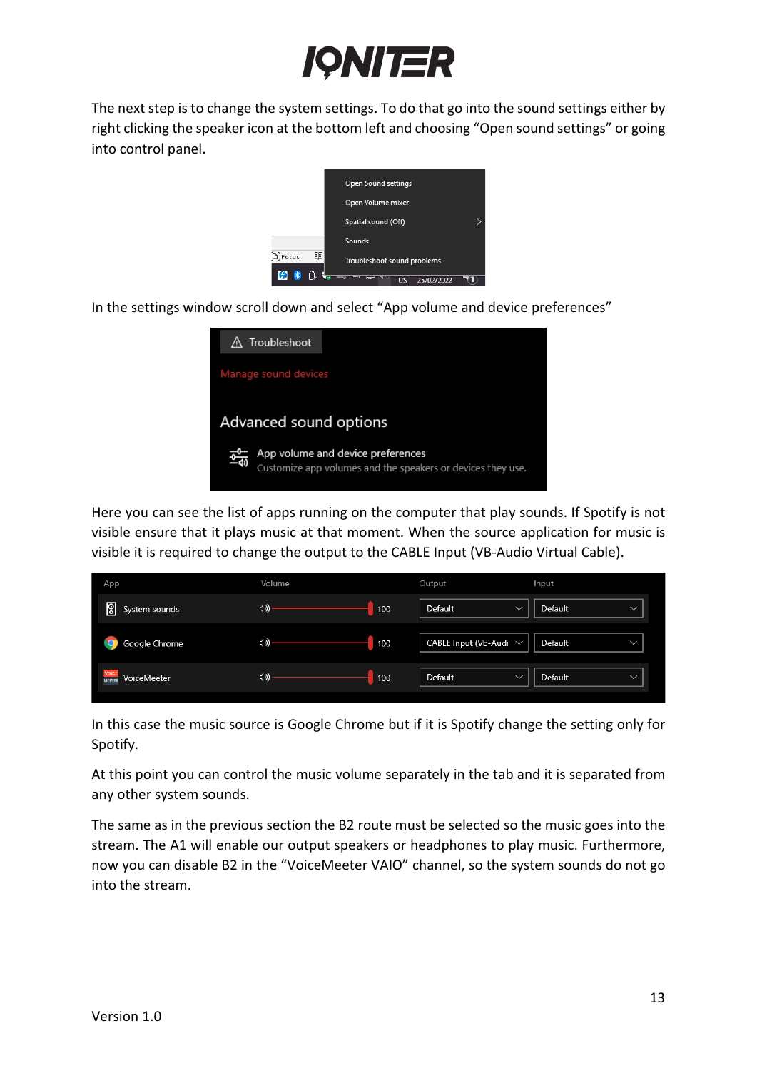The next step is to change the system settings. To do that go into the sound settings either by right clicking the speaker icon at the bottom left and choosing “Open sound settings” or going into control panel.

In the settings window scroll down and select “App volume and device preferences”

Here you can see the list of apps running on the computer that play sounds. If Spotify is not visible ensure that it plays music at that moment. When the source application for music is visible it is required to change the output to the CABLE Input (VB-Audio Virtual Cable).

In this case the music source is Google Chrome but if it is Spotify change the setting only for Spotify.

At this point you can control the music volume separately in the tab and it is separated from any other system sounds.

The same as in the previous section the B2 route must be selected so the music goes into the stream. The A1 will enable our output speakers or headphones to play music. Furthermore, now you can disable B2 in the “VoiceMeeter VAIO” channel, so the system sounds do not go into the stream.

Version 1.0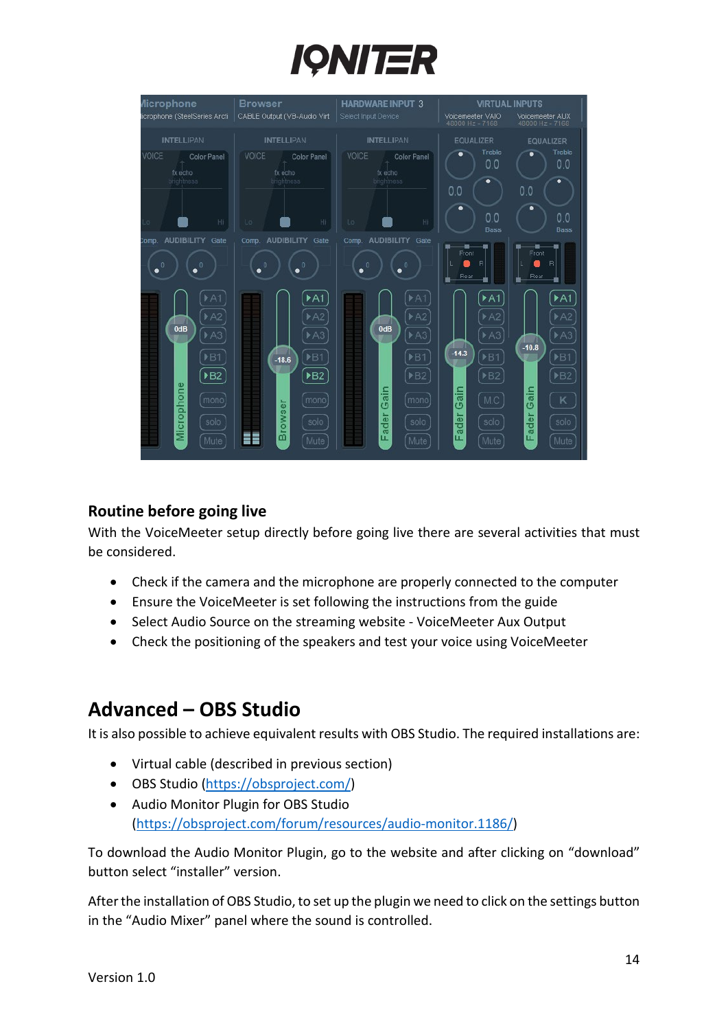## Routine before going live

With the VoiceMeeter setup directly before going live there are several activities that must be considered.

- Check if the camera and the microphone are properly connected to the computer
- Ensure the VoiceMeeter is set following the instructions from the guide
- Select Audio Source on the streaming website - VoiceMeeter Aux Output
- Check the positioning of the speakers and test your voice using VoiceMeeter

# Advanced – OBS Studio

It is also possible to achieve equivalent results with OBS Studio. The required installations are:

- Virtual cable (described in previous section)
- OBS Studio ([https://obsproject.com/](https://obsproject.com/))
- Audio Monitor Plugin for OBS Studio ([https://obsproject.com/forum/resources/audio-monitor.1186/](https://obsproject.com/forum/resources/audio-monitor.1186/))

To download the Audio Monitor Plugin, go to the website and after clicking on "download" button select "installer" version.

After the installation of OBS Studio, to set up the plugin we need to click on the settings button in the "Audio Mixer" panel where the sound is controlled.

Version 1.0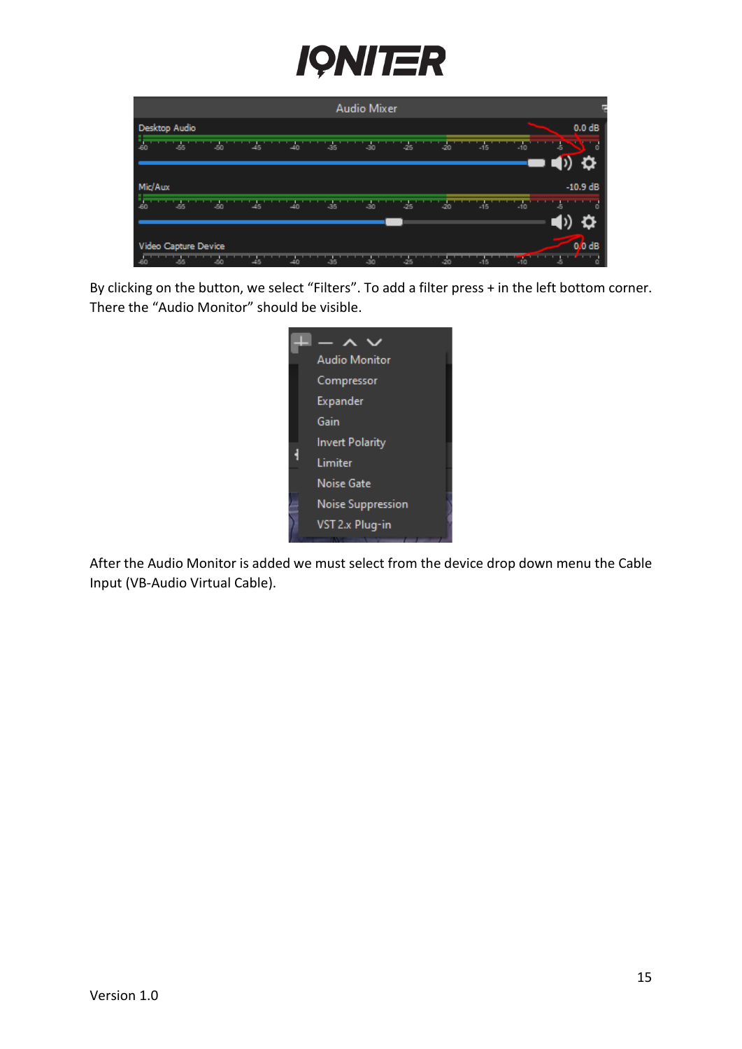By clicking on the button, we select “Filters”. To add a filter press + in the left bottom corner. There the “Audio Monitor” should be visible.

After the Audio Monitor is added we must select from the device drop down menu the Cable Input (VB-Audio Virtual Cable).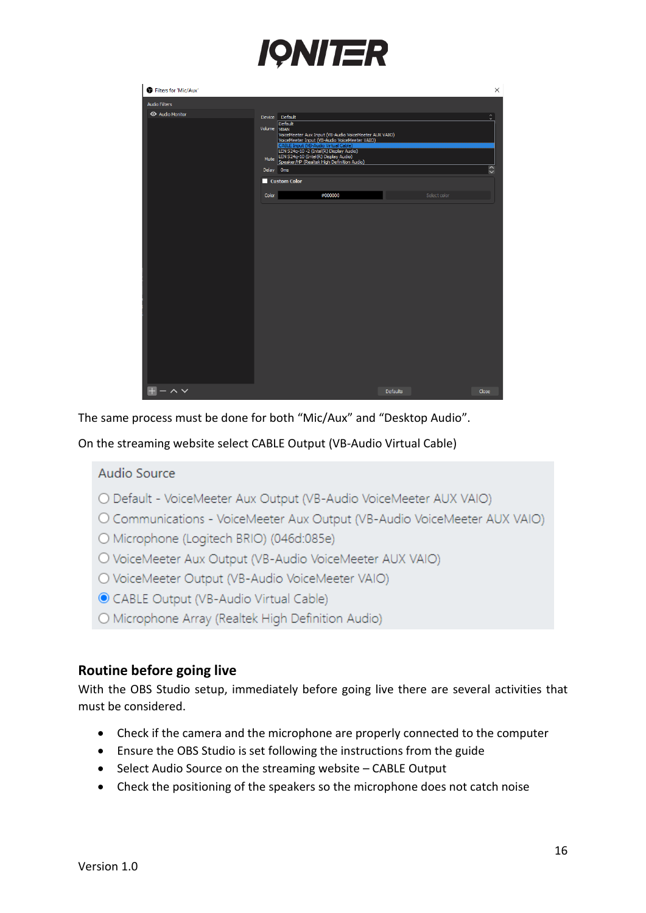The same process must be done for both “Mic/Aux” and “Desktop Audio”.

On the streaming website select CABLE Output (VB-Audio Virtual Cable)

Audio Source

- Default - VoiceMeeter Aux Output (VB-Audio VoiceMeeter AUX VAIO)
- Communications - VoiceMeeter Aux Output (VB-Audio VoiceMeeter AUX VAIO)
- Microphone (Logitech BRIO) (046d:085e)
- VoiceMeeter Aux Output (VB-Audio VoiceMeeter AUX VAIO)
- VoiceMeeter Output (VB-Audio VoiceMeeter VAIO)
- CABLE Output (VB-Audio Virtual Cable)
- Microphone Array (Realtek High Definition Audio)

## Routine before going live

With the OBS Studio setup, immediately before going live there are several activities that must be considered.

- Check if the camera and the microphone are properly connected to the computer
- Ensure the OBS Studio is set following the instructions from the guide
- Select Audio Source on the streaming website – CABLE Output
- Check the positioning of the speakers so the microphone does not catch noise

Version 1.0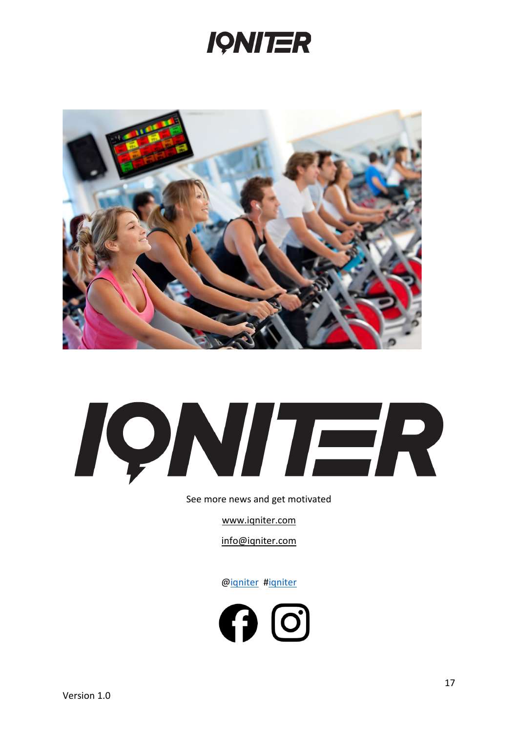See more news and get motivated

www.iqniter.com

info@iqniter.com

@iqniter #iqniter

Version 1.0